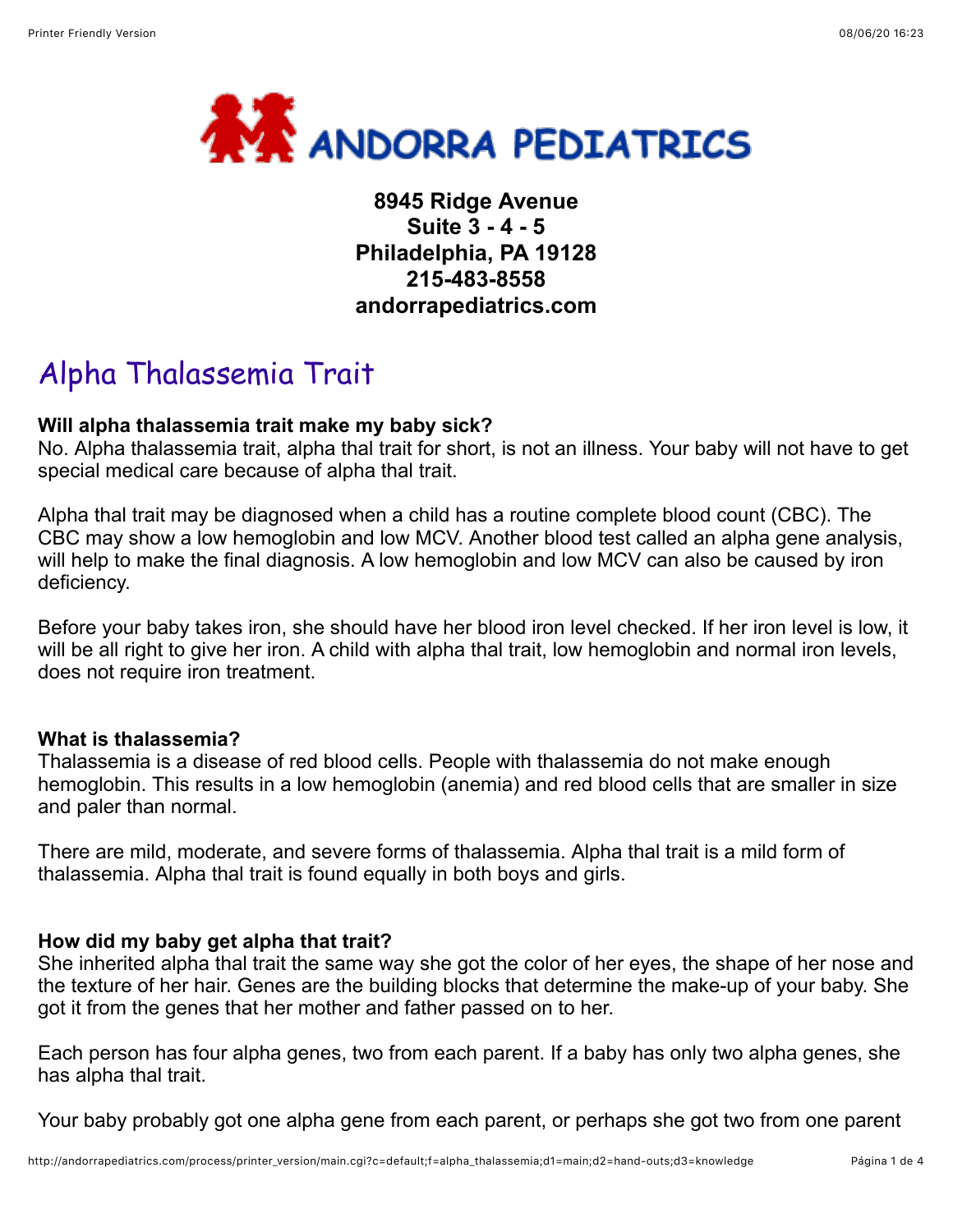ANDORRA PEDIATRICS

**8945 Ridge Avenue**
**Suite 3 - 4 - 5**
**Philadelphia, PA 19128**
**215-483-8558**
**andorrapediatrics.com**

# Alpha Thalassemia Trait

**Will alpha thalassemia trait make my baby sick?**
No. Alpha thalassemia trait, alpha thal trait for short, is not an illness. Your baby will not have to get special medical care because of alpha thal trait.

Alpha thal trait may be diagnosed when a child has a routine complete blood count (CBC). The CBC may show a low hemoglobin and low MCV. Another blood test called an alpha gene analysis, will help to make the final diagnosis. A low hemoglobin and low MCV can also be caused by iron deficiency.

Before your baby takes iron, she should have her blood iron level checked. If her iron level is low, it will be all right to give her iron. A child with alpha thal trait, low hemoglobin and normal iron levels, does not require iron treatment.

**What is thalassemia?**
Thalassemia is a disease of red blood cells. People with thalassemia do not make enough hemoglobin. This results in a low hemoglobin (anemia) and red blood cells that are smaller in size and paler than normal.

There are mild, moderate, and severe forms of thalassemia. Alpha thal trait is a mild form of thalassemia. Alpha thal trait is found equally in both boys and girls.

**How did my baby get alpha that trait?**
She inherited alpha thal trait the same way she got the color of her eyes, the shape of her nose and the texture of her hair. Genes are the building blocks that determine the make-up of your baby. She got it from the genes that her mother and father passed on to her.

Each person has four alpha genes, two from each parent. If a baby has only two alpha genes, she has alpha thal trait.

Your baby probably got one alpha gene from each parent, or perhaps she got two from one parent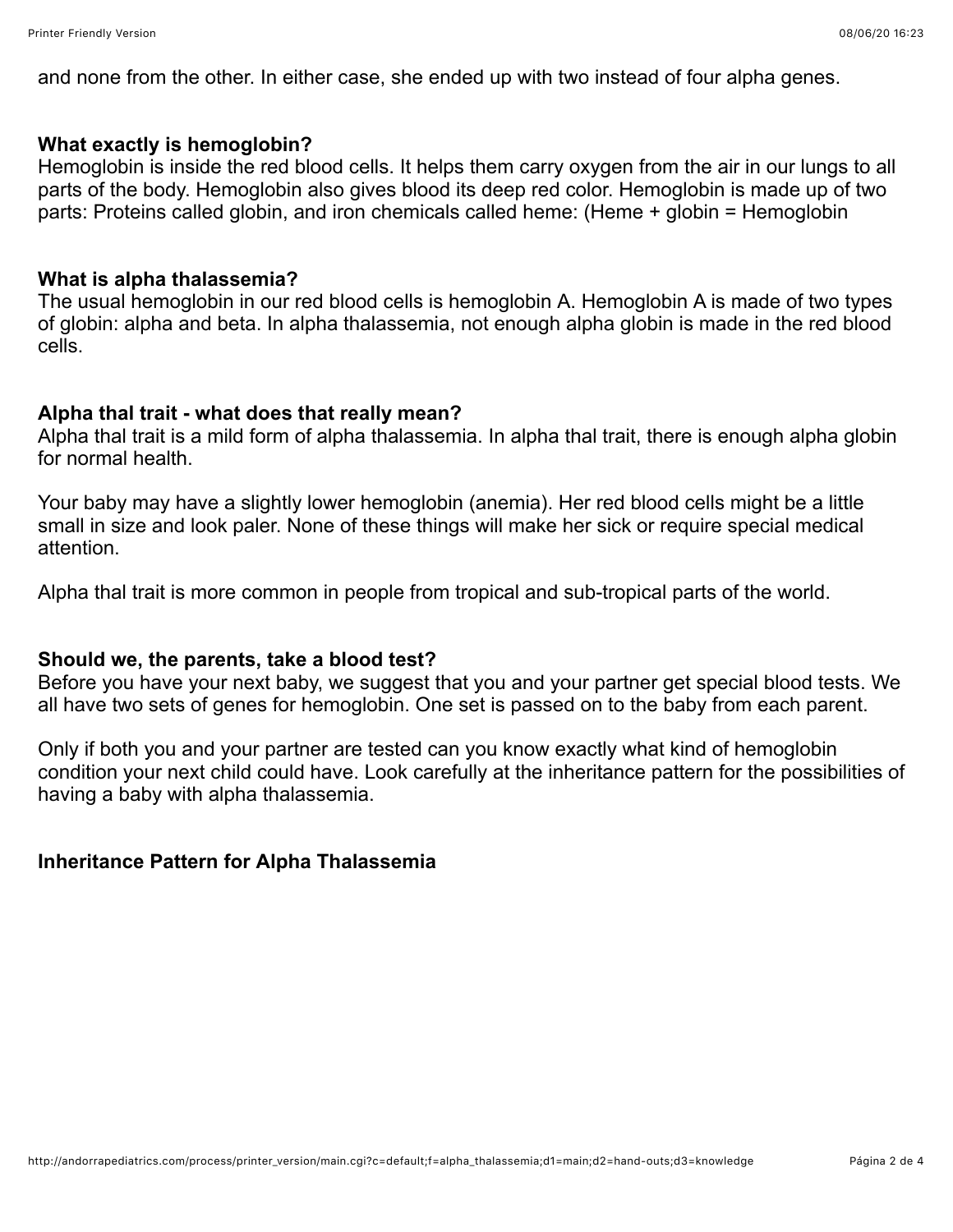and none from the other. In either case, she ended up with two instead of four alpha genes.

**What exactly is hemoglobin?**
Hemoglobin is inside the red blood cells. It helps them carry oxygen from the air in our lungs to all parts of the body. Hemoglobin also gives blood its deep red color. Hemoglobin is made up of two parts: Proteins called globin, and iron chemicals called heme: (Heme + globin = Hemoglobin

**What is alpha thalassemia?**
The usual hemoglobin in our red blood cells is hemoglobin A. Hemoglobin A is made of two types of globin: alpha and beta. In alpha thalassemia, not enough alpha globin is made in the red blood cells.

**Alpha thal trait - what does that really mean?**
Alpha thal trait is a mild form of alpha thalassemia. In alpha thal trait, there is enough alpha globin for normal health.

Your baby may have a slightly lower hemoglobin (anemia). Her red blood cells might be a little small in size and look paler. None of these things will make her sick or require special medical attention.

Alpha thal trait is more common in people from tropical and sub-tropical parts of the world.

**Should we, the parents, take a blood test?**
Before you have your next baby, we suggest that you and your partner get special blood tests. We all have two sets of genes for hemoglobin. One set is passed on to the baby from each parent.

Only if both you and your partner are tested can you know exactly what kind of hemoglobin condition your next child could have. Look carefully at the inheritance pattern for the possibilities of having a baby with alpha thalassemia.

**Inheritance Pattern for Alpha Thalassemia**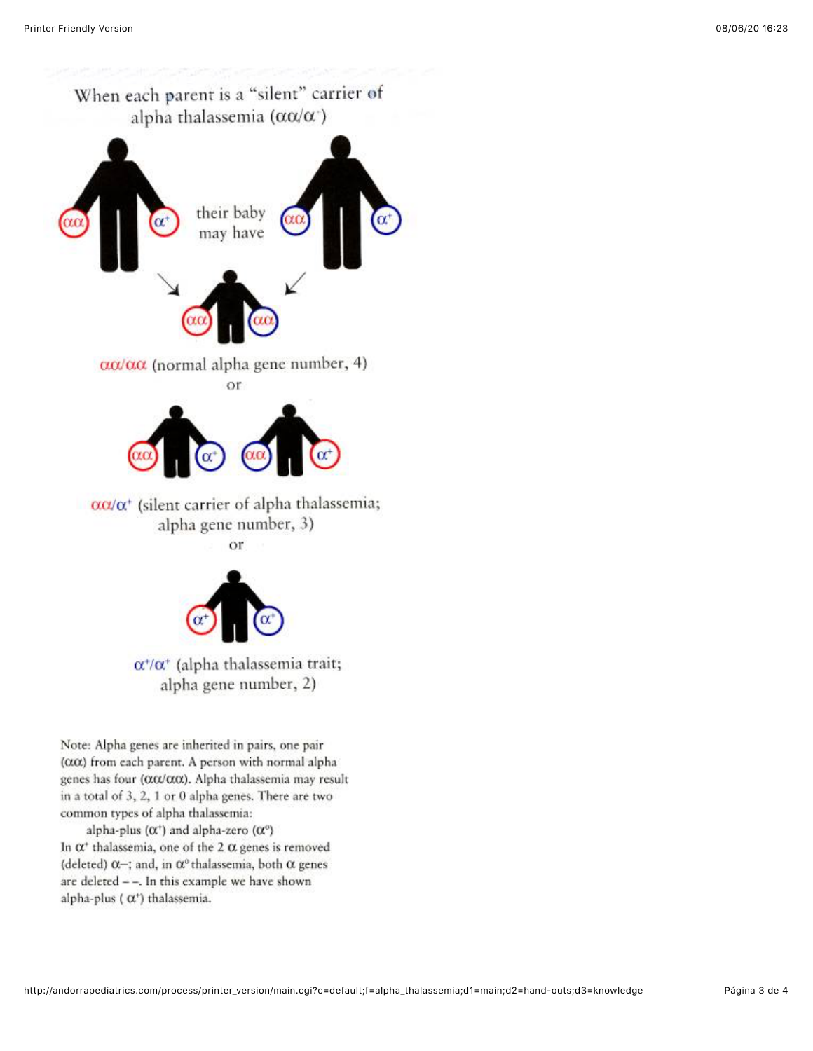When each parent is a "silent" carrier of alpha thalassemia ($\alpha\alpha/\alpha^{+}$)

their baby may have

$\alpha\alpha/\alpha\alpha$ (normal alpha gene number, 4)

or

$\alpha\alpha/\alpha^{+}$ (silent carrier of alpha thalassemia; alpha gene number, 3)

or

$\alpha^{+}/\alpha^{+}$ (alpha thalassemia trait; alpha gene number, 2)

Note: Alpha genes are inherited in pairs, one pair ($\alpha\alpha$) from each parent. A person with normal alpha genes has four ($\alpha\alpha/\alpha\alpha$). Alpha thalassemia may result in a total of 3, 2, 1 or 0 alpha genes. There are two common types of alpha thalassemia:

alpha-plus ($\alpha^{+}$) and alpha-zero ($\alpha^{o}$)

In $\alpha^{+}$ thalassemia, one of the 2 $\alpha$ genes is removed (deleted) $\alpha$–; and, in $\alpha^{o}$ thalassemia, both $\alpha$ genes are deleted – –. In this example we have shown alpha-plus ( $\alpha^{+}$) thalassemia.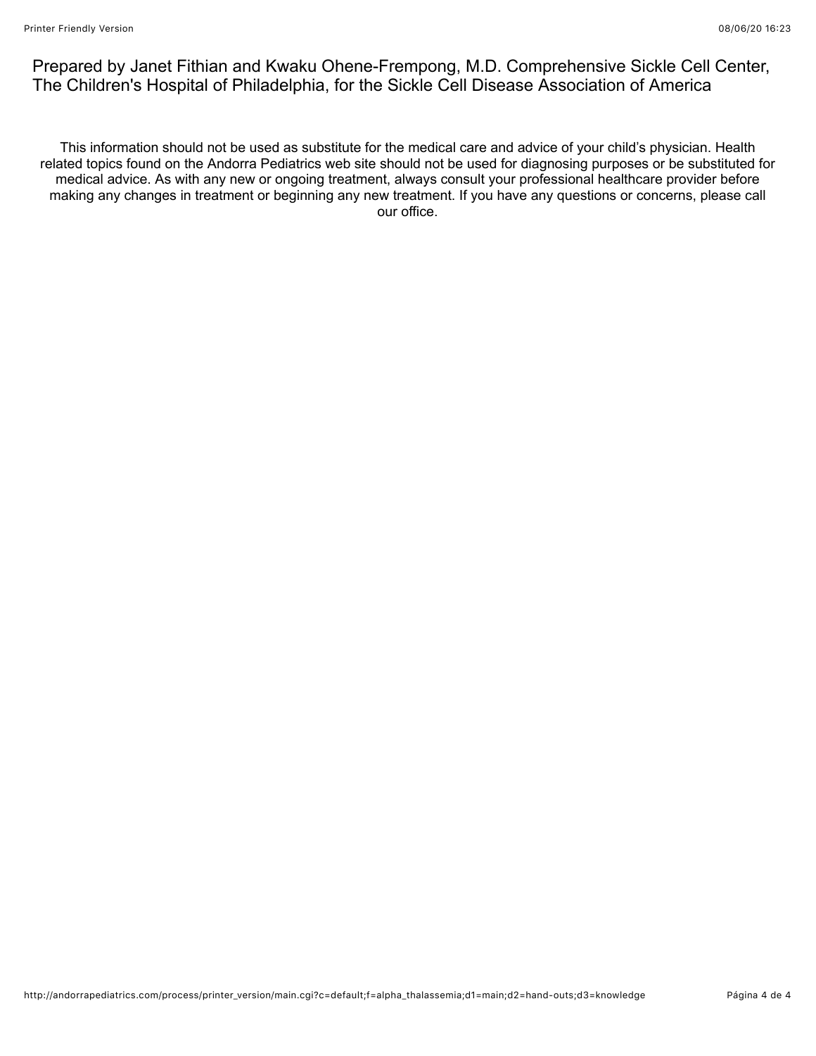Prepared by Janet Fithian and Kwaku Ohene-Frempong, M.D. Comprehensive Sickle Cell Center, The Children's Hospital of Philadelphia, for the Sickle Cell Disease Association of America

This information should not be used as substitute for the medical care and advice of your child's physician. Health related topics found on the Andorra Pediatrics web site should not be used for diagnosing purposes or be substituted for medical advice. As with any new or ongoing treatment, always consult your professional healthcare provider before making any changes in treatment or beginning any new treatment. If you have any questions or concerns, please call our office.